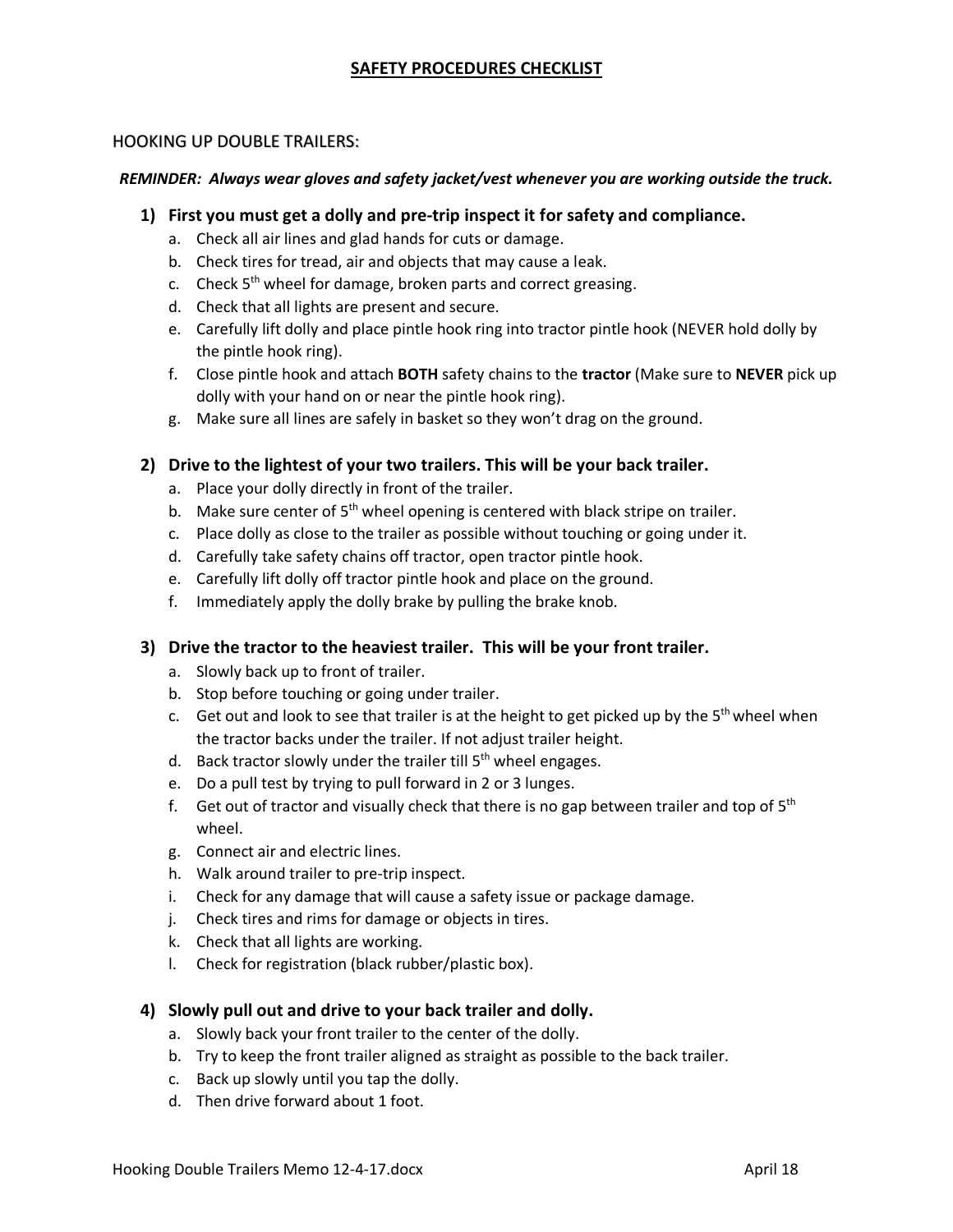# SAFETY PROCEDURES CHECKLIST

## HOOKING UP DOUBLE TRAILERS:

***REMINDER: Always wear gloves and safety jacket/vest whenever you are working outside the truck.***

### 1) First you must get a dolly and pre-trip inspect it for safety and compliance.

a. Check all air lines and glad hands for cuts or damage.
b. Check tires for tread, air and objects that may cause a leak.
c. Check 5th wheel for damage, broken parts and correct greasing.
d. Check that all lights are present and secure.
e. Carefully lift dolly and place pintle hook ring into tractor pintle hook (NEVER hold dolly by the pintle hook ring).
f. Close pintle hook and attach **BOTH** safety chains to the **tractor** (Make sure to **NEVER** pick up dolly with your hand on or near the pintle hook ring).
g. Make sure all lines are safely in basket so they won't drag on the ground.

### 2) Drive to the lightest of your two trailers. This will be your back trailer.

a. Place your dolly directly in front of the trailer.
b. Make sure center of 5th wheel opening is centered with black stripe on trailer.
c. Place dolly as close to the trailer as possible without touching or going under it.
d. Carefully take safety chains off tractor, open tractor pintle hook.
e. Carefully lift dolly off tractor pintle hook and place on the ground.
f. Immediately apply the dolly brake by pulling the brake knob.

### 3) Drive the tractor to the heaviest trailer. This will be your front trailer.

a. Slowly back up to front of trailer.
b. Stop before touching or going under trailer.
c. Get out and look to see that trailer is at the height to get picked up by the 5th wheel when the tractor backs under the trailer. If not adjust trailer height.
d. Back tractor slowly under the trailer till 5th wheel engages.
e. Do a pull test by trying to pull forward in 2 or 3 lunges.
f. Get out of tractor and visually check that there is no gap between trailer and top of 5th wheel.
g. Connect air and electric lines.
h. Walk around trailer to pre-trip inspect.
i. Check for any damage that will cause a safety issue or package damage.
j. Check tires and rims for damage or objects in tires.
k. Check that all lights are working.
l. Check for registration (black rubber/plastic box).

### 4) Slowly pull out and drive to your back trailer and dolly.

a. Slowly back your front trailer to the center of the dolly.
b. Try to keep the front trailer aligned as straight as possible to the back trailer.
c. Back up slowly until you tap the dolly.
d. Then drive forward about 1 foot.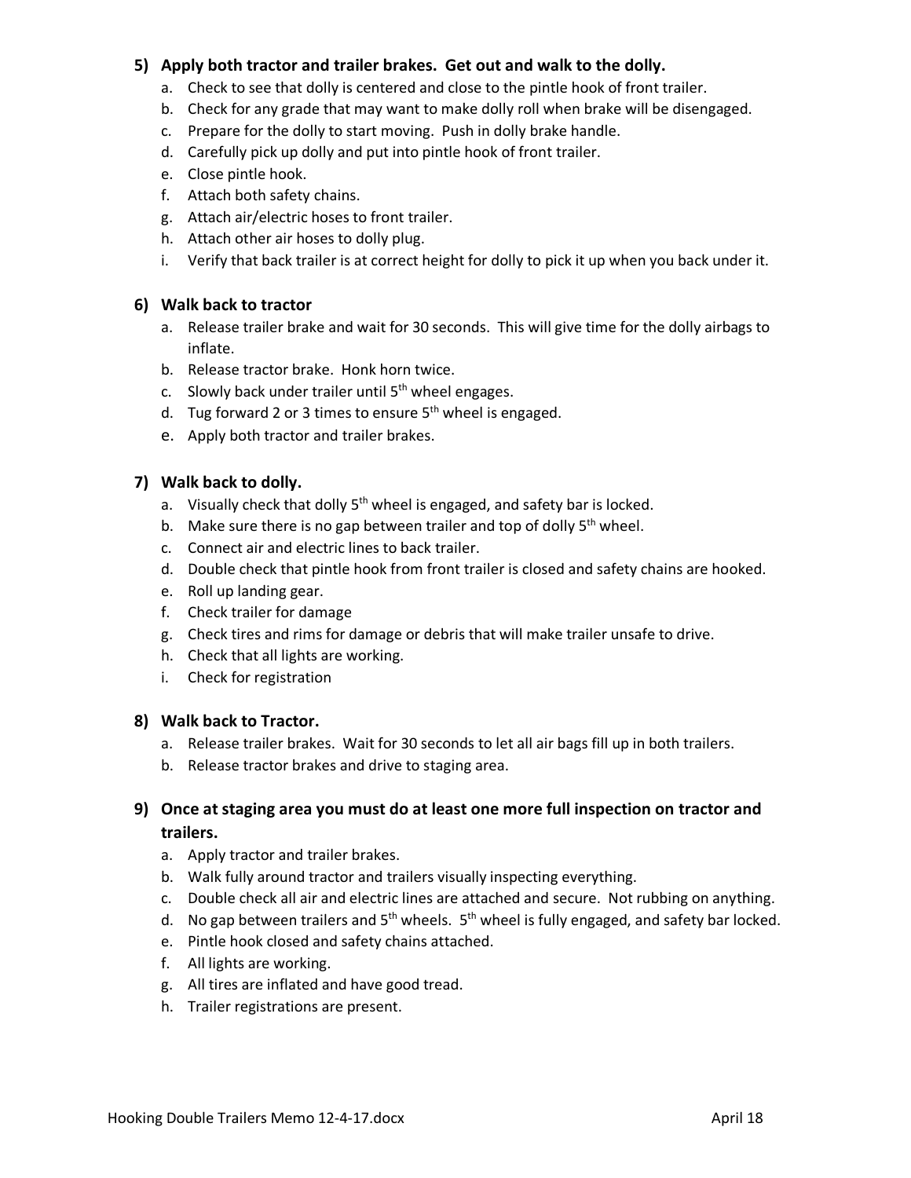**5) Apply both tractor and trailer brakes. Get out and walk to the dolly.**

a. Check to see that dolly is centered and close to the pintle hook of front trailer.
b. Check for any grade that may want to make dolly roll when brake will be disengaged.
c. Prepare for the dolly to start moving. Push in dolly brake handle.
d. Carefully pick up dolly and put into pintle hook of front trailer.
e. Close pintle hook.
f. Attach both safety chains.
g. Attach air/electric hoses to front trailer.
h. Attach other air hoses to dolly plug.
i. Verify that back trailer is at correct height for dolly to pick it up when you back under it.

**6) Walk back to tractor**

a. Release trailer brake and wait for 30 seconds. This will give time for the dolly airbags to inflate.
b. Release tractor brake. Honk horn twice.
c. Slowly back under trailer until 5th wheel engages.
d. Tug forward 2 or 3 times to ensure 5th wheel is engaged.
e. Apply both tractor and trailer brakes.

**7) Walk back to dolly.**

a. Visually check that dolly 5th wheel is engaged, and safety bar is locked.
b. Make sure there is no gap between trailer and top of dolly 5th wheel.
c. Connect air and electric lines to back trailer.
d. Double check that pintle hook from front trailer is closed and safety chains are hooked.
e. Roll up landing gear.
f. Check trailer for damage
g. Check tires and rims for damage or debris that will make trailer unsafe to drive.
h. Check that all lights are working.
i. Check for registration

**8) Walk back to Tractor.**

a. Release trailer brakes. Wait for 30 seconds to let all air bags fill up in both trailers.
b. Release tractor brakes and drive to staging area.

**9) Once at staging area you must do at least one more full inspection on tractor and trailers.**

a. Apply tractor and trailer brakes.
b. Walk fully around tractor and trailers visually inspecting everything.
c. Double check all air and electric lines are attached and secure. Not rubbing on anything.
d. No gap between trailers and 5th wheels. 5th wheel is fully engaged, and safety bar locked.
e. Pintle hook closed and safety chains attached.
f. All lights are working.
g. All tires are inflated and have good tread.
h. Trailer registrations are present.

Hooking Double Trailers Memo 12-4-17.docx April 18